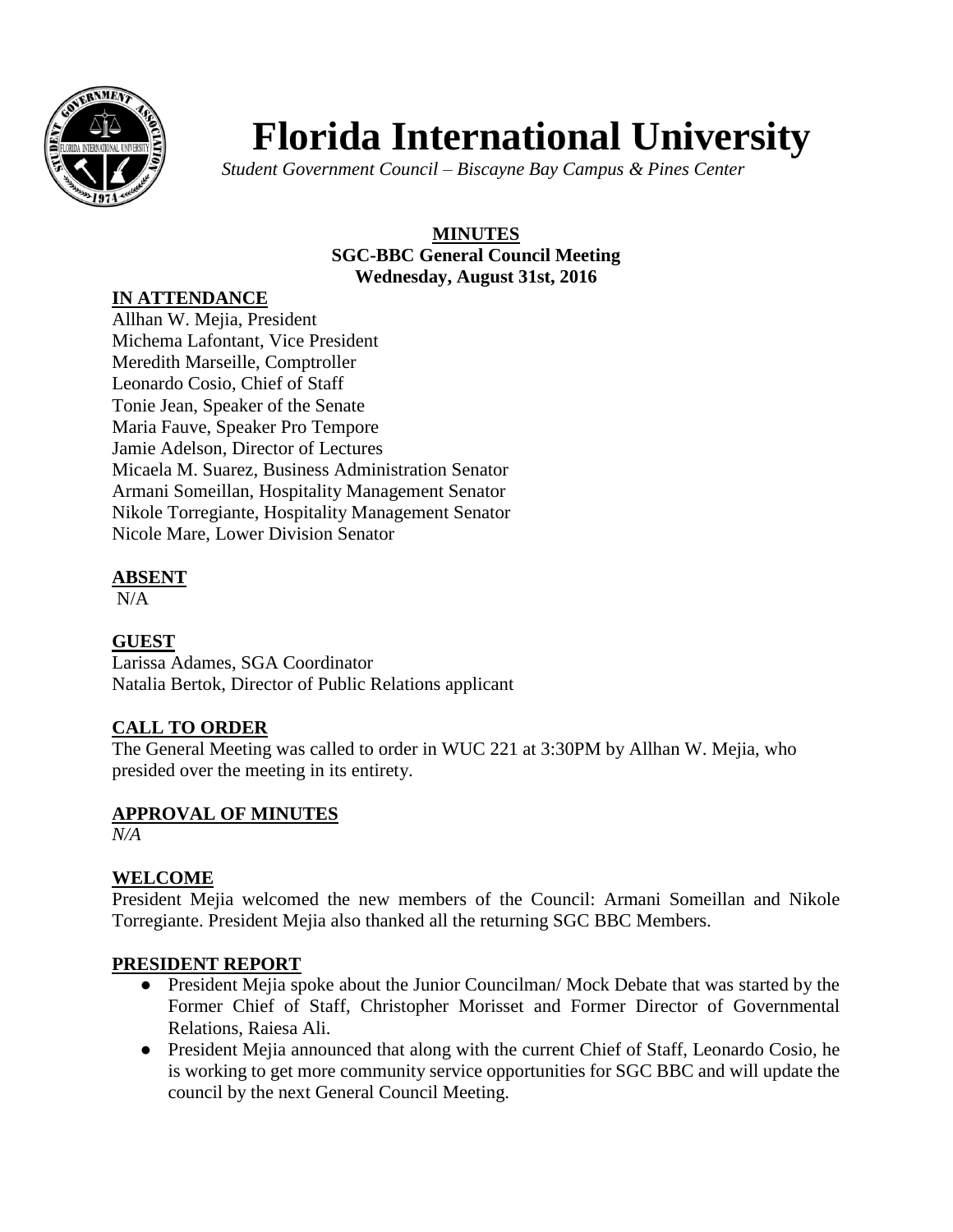# Florida International University

*Student Government Council – Biscayne Bay Campus & Pines Center*

**MINUTES**
**SGC-BBC General Council Meeting**
**Wednesday, August 31st, 2016**

## IN ATTENDANCE

Allhan W. Mejia, President
Michema Lafontant, Vice President
Meredith Marseille, Comptroller
Leonardo Cosio, Chief of Staff
Tonie Jean, Speaker of the Senate
Maria Fauve, Speaker Pro Tempore
Jamie Adelson, Director of Lectures
Micaela M. Suarez, Business Administration Senator
Armani Someillan, Hospitality Management Senator
Nikole Torregiante, Hospitality Management Senator
Nicole Mare, Lower Division Senator

## ABSENT

N/A

## GUEST

Larissa Adames, SGA Coordinator
Natalia Bertok, Director of Public Relations applicant

## CALL TO ORDER

The General Meeting was called to order in WUC 221 at 3:30PM by Allhan W. Mejia, who presided over the meeting in its entirety.

## APPROVAL OF MINUTES

*N/A*

## WELCOME

President Mejia welcomed the new members of the Council: Armani Someillan and Nikole Torregiante. President Mejia also thanked all the returning SGC BBC Members.

## PRESIDENT REPORT

- President Mejia spoke about the Junior Councilman/ Mock Debate that was started by the Former Chief of Staff, Christopher Morisset and Former Director of Governmental Relations, Raiesa Ali.
- President Mejia announced that along with the current Chief of Staff, Leonardo Cosio, he is working to get more community service opportunities for SGC BBC and will update the council by the next General Council Meeting.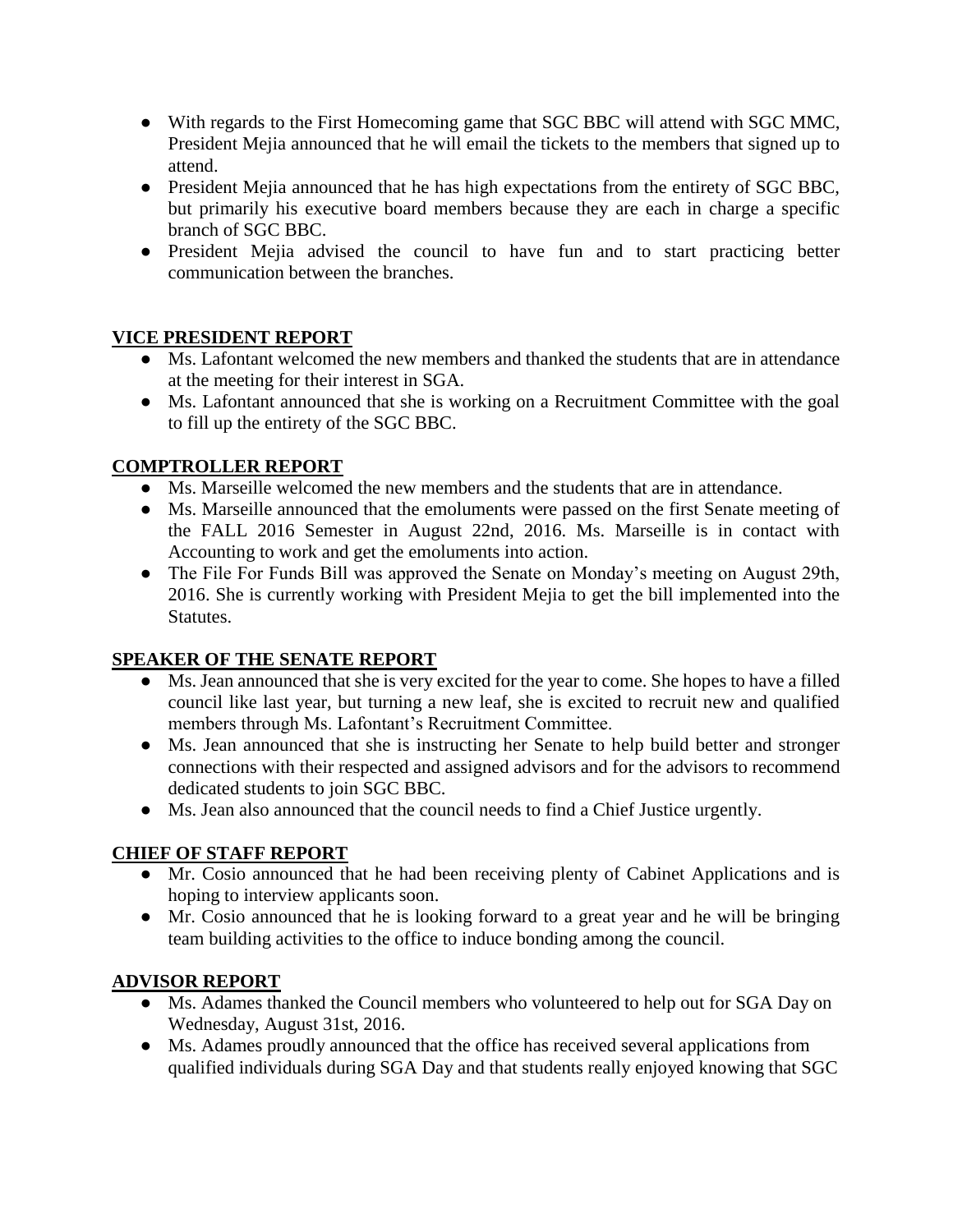- With regards to the First Homecoming game that SGC BBC will attend with SGC MMC, President Mejia announced that he will email the tickets to the members that signed up to attend.
- President Mejia announced that he has high expectations from the entirety of SGC BBC, but primarily his executive board members because they are each in charge a specific branch of SGC BBC.
- President Mejia advised the council to have fun and to start practicing better communication between the branches.

## VICE PRESIDENT REPORT

- Ms. Lafontant welcomed the new members and thanked the students that are in attendance at the meeting for their interest in SGA.
- Ms. Lafontant announced that she is working on a Recruitment Committee with the goal to fill up the entirety of the SGC BBC.

## COMPTROLLER REPORT

- Ms. Marseille welcomed the new members and the students that are in attendance.
- Ms. Marseille announced that the emoluments were passed on the first Senate meeting of the FALL 2016 Semester in August 22nd, 2016. Ms. Marseille is in contact with Accounting to work and get the emoluments into action.
- The File For Funds Bill was approved the Senate on Monday's meeting on August 29th, 2016. She is currently working with President Mejia to get the bill implemented into the Statutes.

## SPEAKER OF THE SENATE REPORT

- Ms. Jean announced that she is very excited for the year to come. She hopes to have a filled council like last year, but turning a new leaf, she is excited to recruit new and qualified members through Ms. Lafontant's Recruitment Committee.
- Ms. Jean announced that she is instructing her Senate to help build better and stronger connections with their respected and assigned advisors and for the advisors to recommend dedicated students to join SGC BBC.
- Ms. Jean also announced that the council needs to find a Chief Justice urgently.

## CHIEF OF STAFF REPORT

- Mr. Cosio announced that he had been receiving plenty of Cabinet Applications and is hoping to interview applicants soon.
- Mr. Cosio announced that he is looking forward to a great year and he will be bringing team building activities to the office to induce bonding among the council.

## ADVISOR REPORT

- Ms. Adames thanked the Council members who volunteered to help out for SGA Day on Wednesday, August 31st, 2016.
- Ms. Adames proudly announced that the office has received several applications from qualified individuals during SGA Day and that students really enjoyed knowing that SGC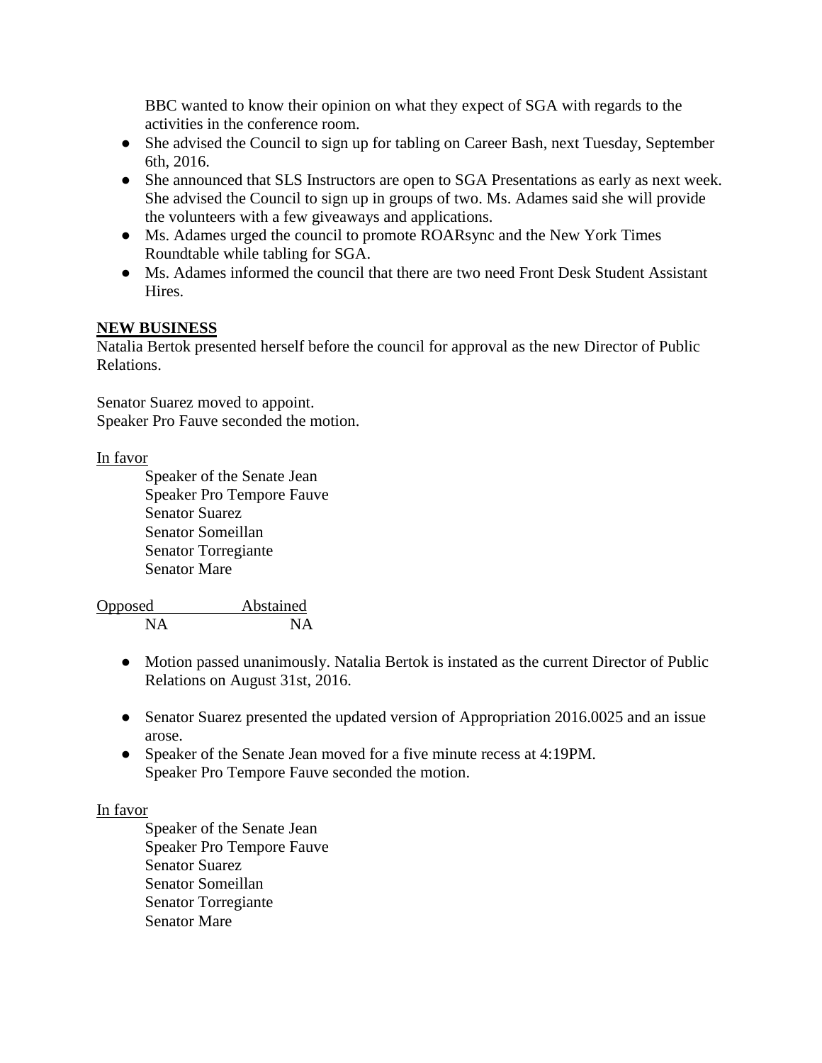BBC wanted to know their opinion on what they expect of SGA with regards to the activities in the conference room.

- She advised the Council to sign up for tabling on Career Bash, next Tuesday, September 6th, 2016.
- She announced that SLS Instructors are open to SGA Presentations as early as next week. She advised the Council to sign up in groups of two. Ms. Adames said she will provide the volunteers with a few giveaways and applications.
- Ms. Adames urged the council to promote ROARsync and the New York Times Roundtable while tabling for SGA.
- Ms. Adames informed the council that there are two need Front Desk Student Assistant Hires.

**NEW BUSINESS**

Natalia Bertok presented herself before the council for approval as the new Director of Public Relations.

Senator Suarez moved to appoint.
Speaker Pro Fauve seconded the motion.

In favor

Speaker of the Senate Jean
Speaker Pro Tempore Fauve
Senator Suarez
Senator Someillan
Senator Torregiante
Senator Mare

| Opposed | Abstained |
|---|---|
| NA | NA |

- Motion passed unanimously. Natalia Bertok is instated as the current Director of Public Relations on August 31st, 2016.

- Senator Suarez presented the updated version of Appropriation 2016.0025 and an issue arose.
- Speaker of the Senate Jean moved for a five minute recess at 4:19PM.
  Speaker Pro Tempore Fauve seconded the motion.

In favor

Speaker of the Senate Jean
Speaker Pro Tempore Fauve
Senator Suarez
Senator Someillan
Senator Torregiante
Senator Mare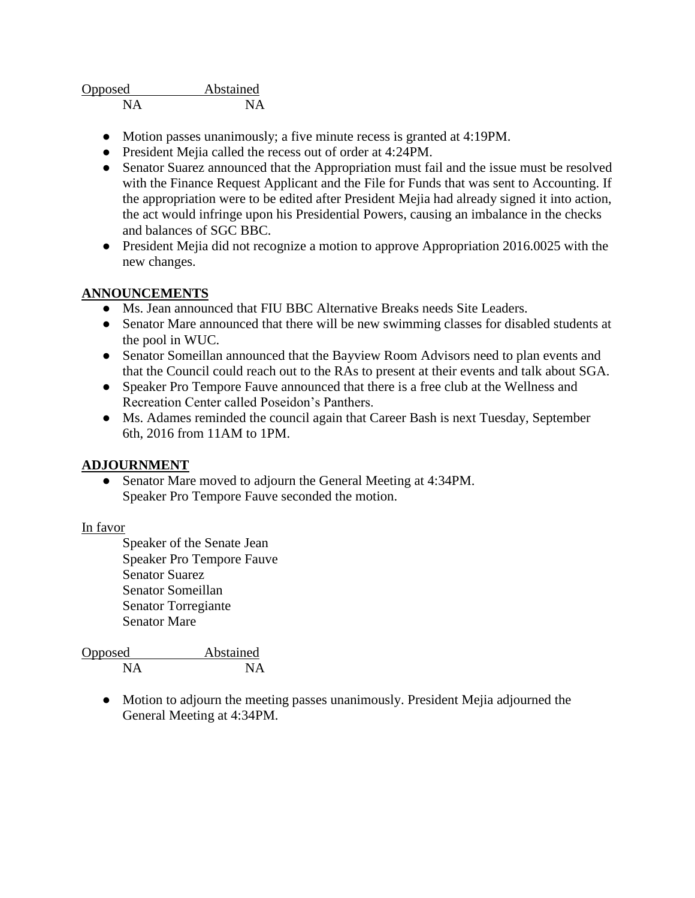| Opposed | Abstained |
| --- | --- |
| NA | NA |

- Motion passes unanimously; a five minute recess is granted at 4:19PM.
- President Mejia called the recess out of order at 4:24PM.
- Senator Suarez announced that the Appropriation must fail and the issue must be resolved with the Finance Request Applicant and the File for Funds that was sent to Accounting. If the appropriation were to be edited after President Mejia had already signed it into action, the act would infringe upon his Presidential Powers, causing an imbalance in the checks and balances of SGC BBC.
- President Mejia did not recognize a motion to approve Appropriation 2016.0025 with the new changes.

## ANNOUNCEMENTS

- Ms. Jean announced that FIU BBC Alternative Breaks needs Site Leaders.
- Senator Mare announced that there will be new swimming classes for disabled students at the pool in WUC.
- Senator Someillan announced that the Bayview Room Advisors need to plan events and that the Council could reach out to the RAs to present at their events and talk about SGA.
- Speaker Pro Tempore Fauve announced that there is a free club at the Wellness and Recreation Center called Poseidon's Panthers.
- Ms. Adames reminded the council again that Career Bash is next Tuesday, September 6th, 2016 from 11AM to 1PM.

## ADJOURNMENT

- Senator Mare moved to adjourn the General Meeting at 4:34PM.
  Speaker Pro Tempore Fauve seconded the motion.

In favor

Speaker of the Senate Jean
Speaker Pro Tempore Fauve
Senator Suarez
Senator Someillan
Senator Torregiante
Senator Mare

| Opposed | Abstained |
| --- | --- |
| NA | NA |

- Motion to adjourn the meeting passes unanimously. President Mejia adjourned the General Meeting at 4:34PM.